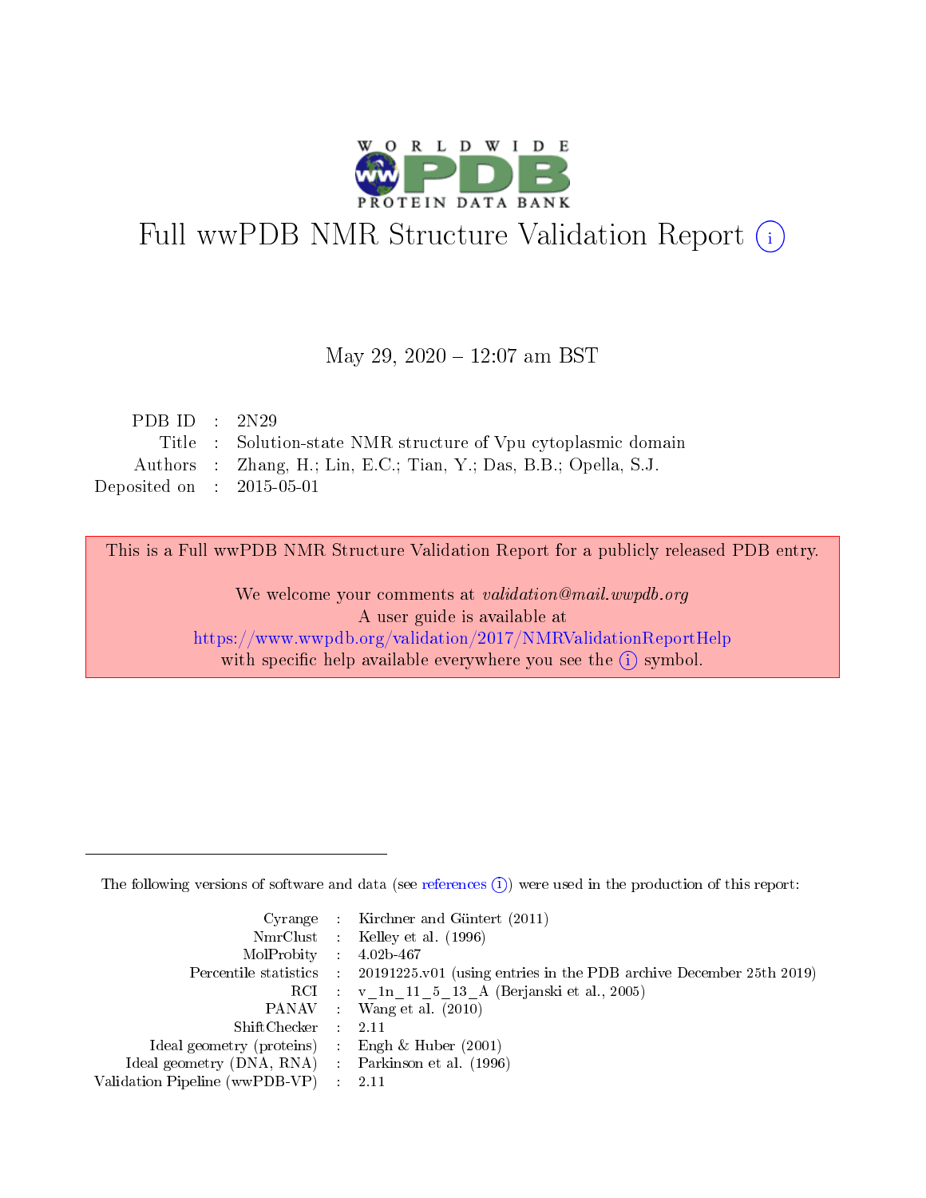# Full wwPDB NMR Structure Validation Report (i)

May 29, 2020 – 12:07 am BST

| | | |
|---|---|---|
| PDB ID | : | 2N29 |
| Title | : | Solution-state NMR structure of Vpu cytoplasmic domain |
| Authors | : | Zhang, H.; Lin, E.C.; Tian, Y.; Das, B.B.; Opella, S.J. |
| Deposited on | : | 2015-05-01 |

This is a Full wwPDB NMR Structure Validation Report for a publicly released PDB entry.

We welcome your comments at *validation@mail.wwpdb.org*
A user guide is available at
https://www.wwpdb.org/validation/2017/NMRValidationReportHelp
with specific help available everywhere you see the (i) symbol.

---

The following versions of software and data (see references (i)) were used in the production of this report:

| | | |
|---|---|---|
| Cyrange | : | Kirchner and Güntert (2011) |
| NmrClust | : | Kelley et al. (1996) |
| MolProbity | : | 4.02b-467 |
| Percentile statistics | : | 20191225.v01 (using entries in the PDB archive December 25th 2019) |
| RCI | : | v_1n_11_5_13_A (Berjanski et al., 2005) |
| PANAV | : | Wang et al. (2010) |
| ShiftChecker | : | 2.11 |
| Ideal geometry (proteins) | : | Engh & Huber (2001) |
| Ideal geometry (DNA, RNA) | : | Parkinson et al. (1996) |
| Validation Pipeline (wwPDB-VP) | : | 2.11 |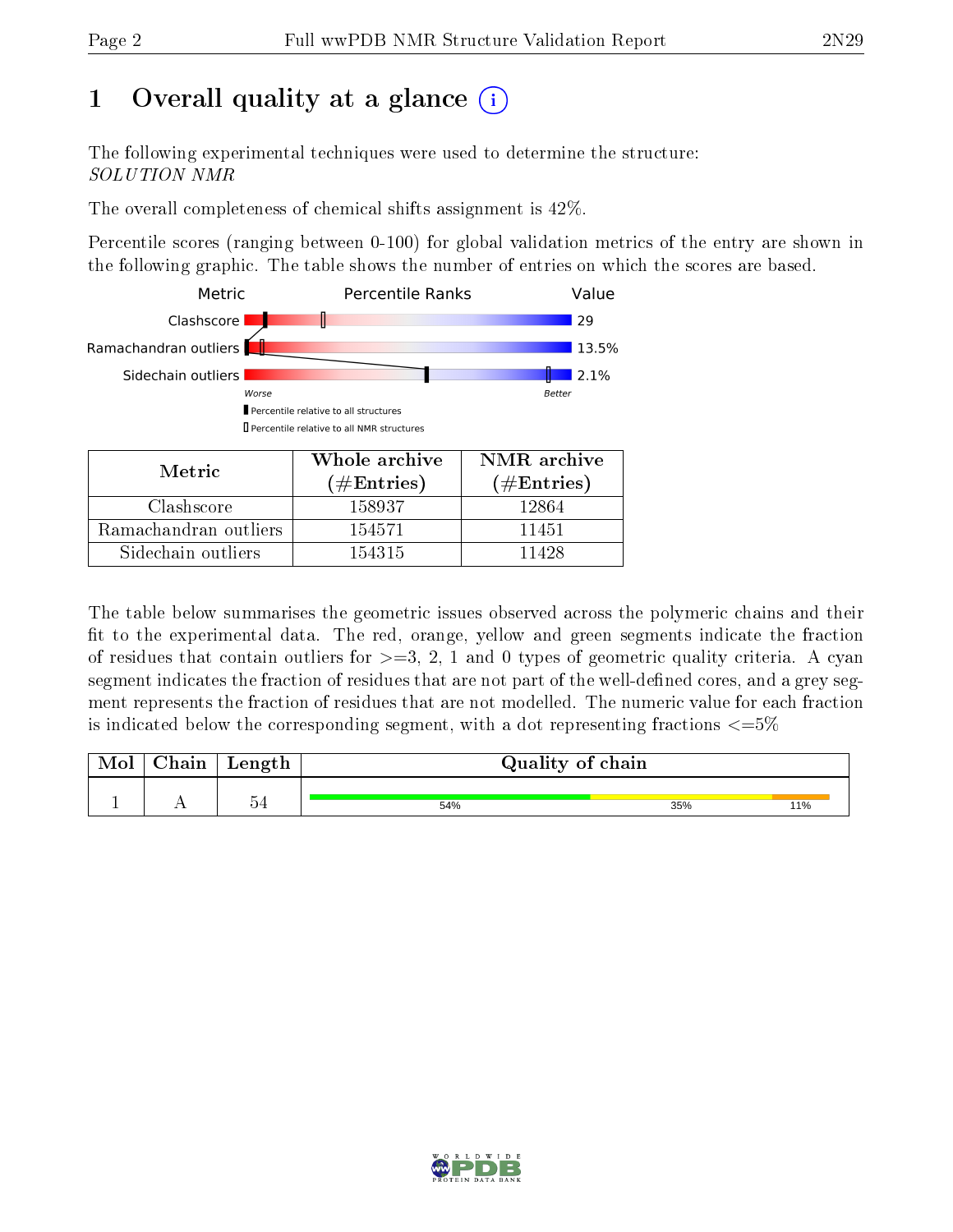# 1 Overall quality at a glance (i)

The following experimental techniques were used to determine the structure:
*SOLUTION NMR*

The overall completeness of chemical shifts assignment is 42%.

Percentile scores (ranging between 0-100) for global validation metrics of the entry are shown in the following graphic. The table shows the number of entries on which the scores are based.

| Metric | Value |
|---|---|
| Clashscore | 29 |
| Ramachandran outliers | 13.5% |
| Sidechain outliers | 2.1% |

| Metric | Whole archive (#Entries) | NMR archive (#Entries) |
|---|---|---|
| Clashscore | 158937 | 12864 |
| Ramachandran outliers | 154571 | 11451 |
| Sidechain outliers | 154315 | 11428 |

The table below summarises the geometric issues observed across the polymeric chains and their fit to the experimental data. The red, orange, yellow and green segments indicate the fraction of residues that contain outliers for >=3, 2, 1 and 0 types of geometric quality criteria. A cyan segment indicates the fraction of residues that are not part of the well-defined cores, and a grey segment represents the fraction of residues that are not modelled. The numeric value for each fraction is indicated below the corresponding segment, with a dot representing fractions <=5%

| Mol | Chain | Length | Quality of chain |
|---|---|---|---|
| 1 | A | 54 | 54% 35% 11% |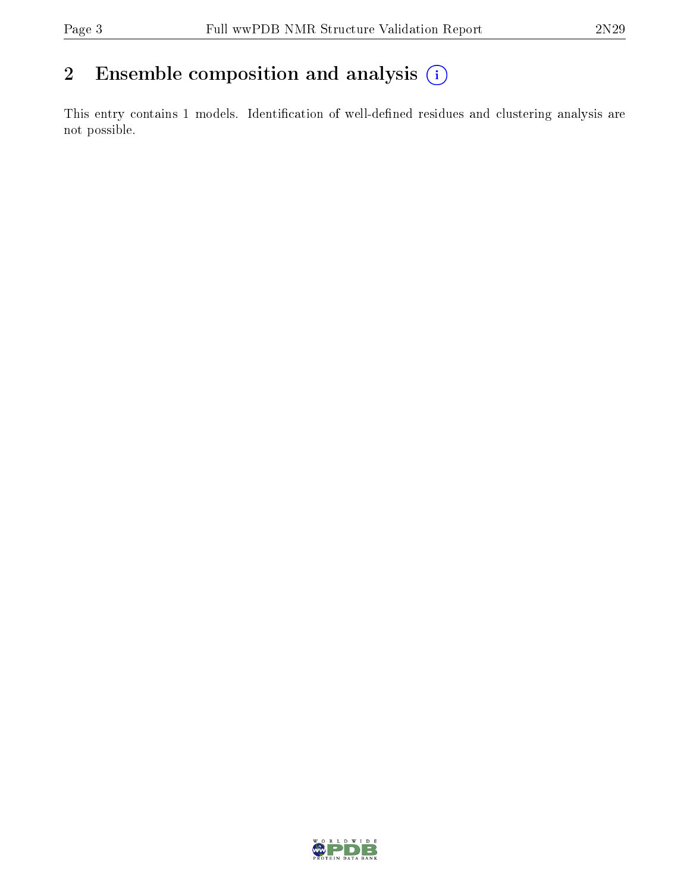# 2 Ensemble composition and analysis

This entry contains 1 models. Identification of well-defined residues and clustering analysis are not possible.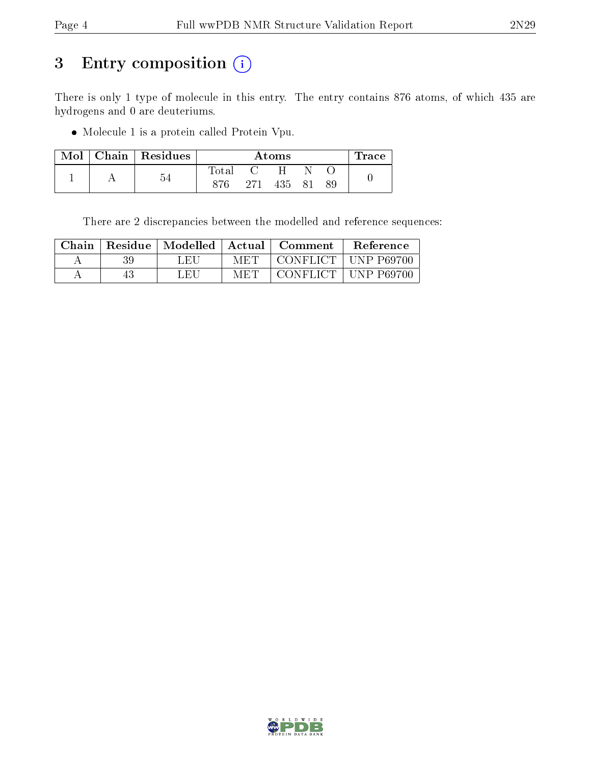# 3 Entry composition

There is only 1 type of molecule in this entry. The entry contains 876 atoms, of which 435 are hydrogens and 0 are deuteriums.

- Molecule 1 is a protein called Protein Vpu.

| Mol | Chain | Residues | Atoms | | | | | Trace |
|---|---|---|---|---|---|---|---|---|
| | | | Total | C | H | N | O | |
| 1 | A | 54 | 876 | 271 | 435 | 81 | 89 | 0 |

There are 2 discrepancies between the modelled and reference sequences:

| Chain | Residue | Modelled | Actual | Comment | Reference |
|---|---|---|---|---|---|
| A | 39 | LEU | MET | CONFLICT | UNP P69700 |
| A | 43 | LEU | MET | CONFLICT | UNP P69700 |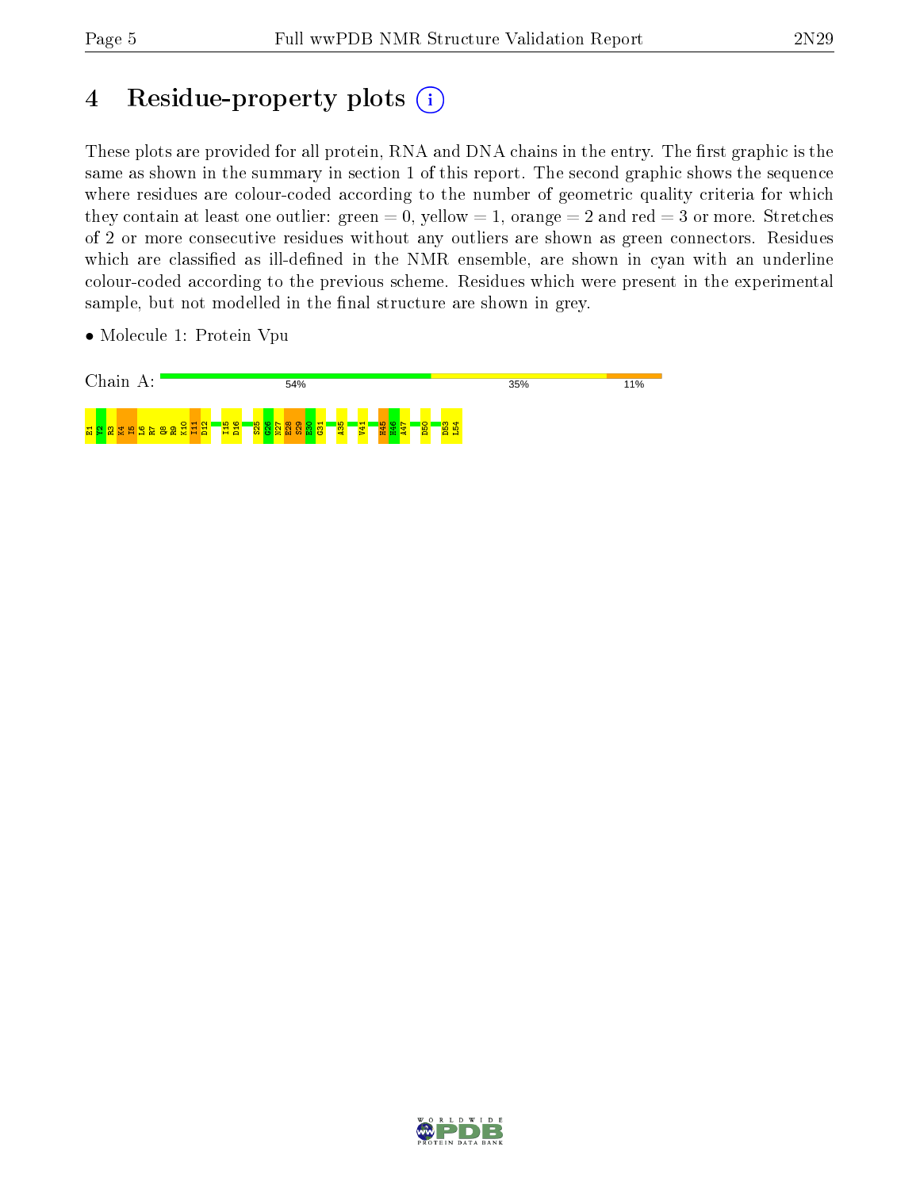# 4 Residue-property plots

These plots are provided for all protein, RNA and DNA chains in the entry. The first graphic is the same as shown in the summary in section 1 of this report. The second graphic shows the sequence where residues are colour-coded according to the number of geometric quality criteria for which they contain at least one outlier: green = 0, yellow = 1, orange = 2 and red = 3 or more. Stretches of 2 or more consecutive residues without any outliers are shown as green connectors. Residues which are classified as ill-defined in the NMR ensemble, are shown in cyan with an underline colour-coded according to the previous scheme. Residues which were present in the experimental sample, but not modelled in the final structure are shown in grey.

- Molecule 1: Protein Vpu

Chain A: 54% | 35% | 11%

E1 Y2 R3 K4 I5 L6 R7 Q8 R9 K10 I11 D12 I15 D16 S25 G26 N27 E28 S29 E30 G31 A35 V41 H45 H46 A47 D50 D53 L54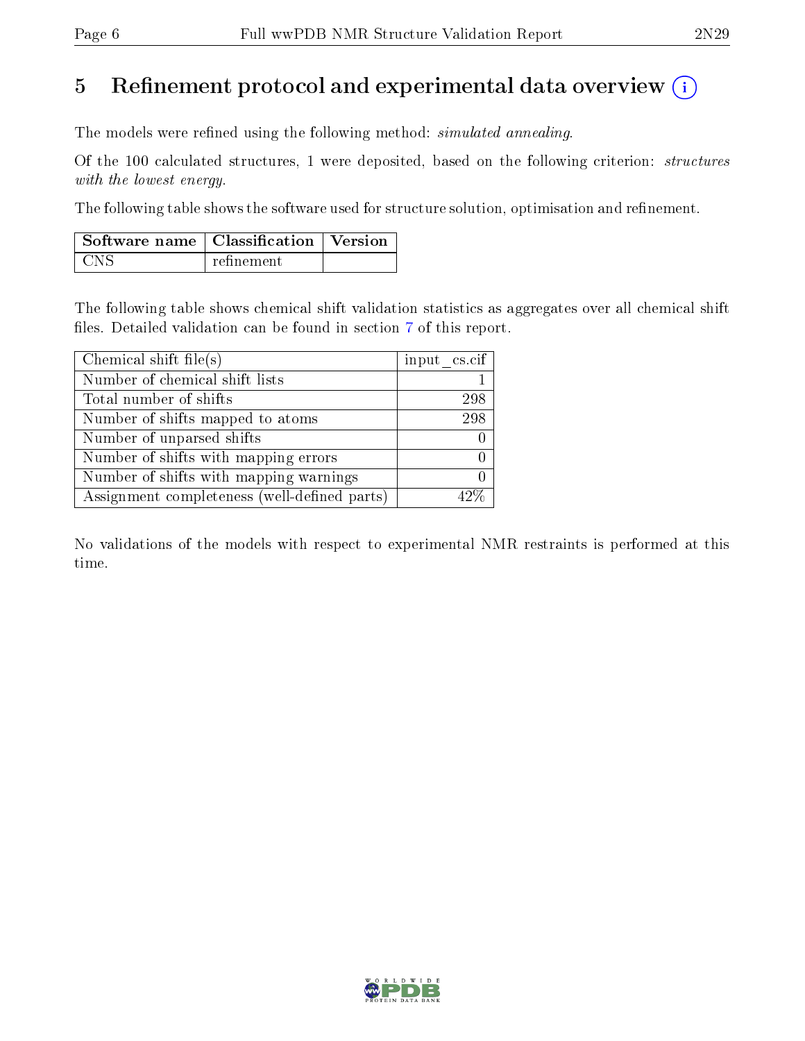# 5 Refinement protocol and experimental data overview (i)

The models were refined using the following method: *simulated annealing*.

Of the 100 calculated structures, 1 were deposited, based on the following criterion: *structures with the lowest energy*.

The following table shows the software used for structure solution, optimisation and refinement.

| Software name | Classification | Version |
|---|---|---|
| CNS | refinement | |

The following table shows chemical shift validation statistics as aggregates over all chemical shift files. Detailed validation can be found in section 7 of this report.

| Chemical shift file(s) | input_cs.cif |
|---|---|
| Number of chemical shift lists | 1 |
| Total number of shifts | 298 |
| Number of shifts mapped to atoms | 298 |
| Number of unparsed shifts | 0 |
| Number of shifts with mapping errors | 0 |
| Number of shifts with mapping warnings | 0 |
| Assignment completeness (well-defined parts) | 42% |

No validations of the models with respect to experimental NMR restraints is performed at this time.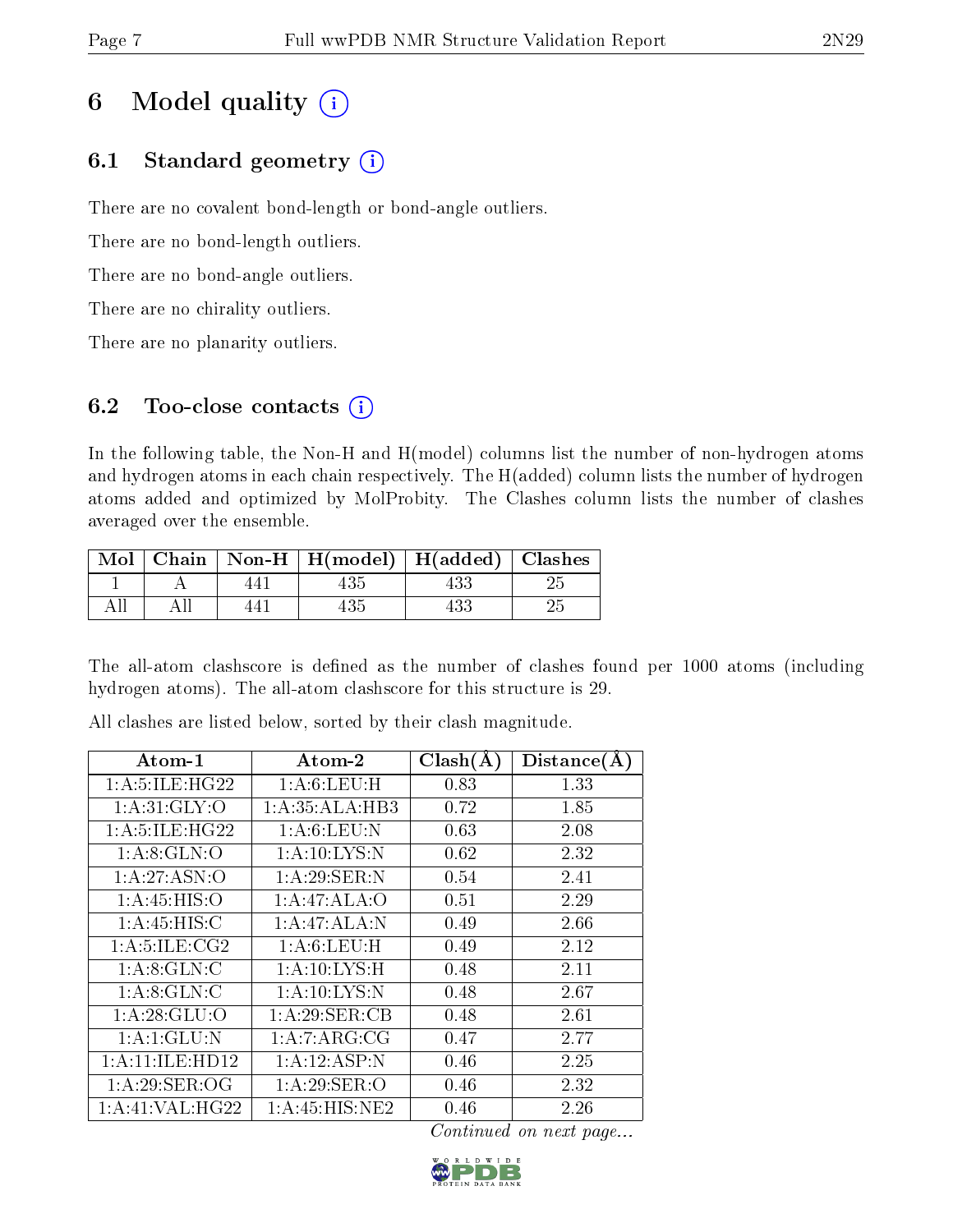# 6 Model quality (i)

## 6.1 Standard geometry (i)

There are no covalent bond-length or bond-angle outliers.

There are no bond-length outliers.

There are no bond-angle outliers.

There are no chirality outliers.

There are no planarity outliers.

## 6.2 Too-close contacts (i)

In the following table, the Non-H and H(model) columns list the number of non-hydrogen atoms and hydrogen atoms in each chain respectively. The H(added) column lists the number of hydrogen atoms added and optimized by MolProbity. The Clashes column lists the number of clashes averaged over the ensemble.

| Mol | Chain | Non-H | H(model) | H(added) | Clashes |
|---|---|---|---|---|---|
| 1 | A | 441 | 435 | 433 | 25 |
| All | All | 441 | 435 | 433 | 25 |

The all-atom clashscore is defined as the number of clashes found per 1000 atoms (including hydrogen atoms). The all-atom clashscore for this structure is 29.

All clashes are listed below, sorted by their clash magnitude.

| Atom-1 | Atom-2 | Clash(Å) | Distance(Å) |
|---|---|---|---|
| 1:A:5:ILE:HG22 | 1:A:6:LEU:H | 0.83 | 1.33 |
| 1:A:31:GLY:O | 1:A:35:ALA:HB3 | 0.72 | 1.85 |
| 1:A:5:ILE:HG22 | 1:A:6:LEU:N | 0.63 | 2.08 |
| 1:A:8:GLN:O | 1:A:10:LYS:N | 0.62 | 2.32 |
| 1:A:27:ASN:O | 1:A:29:SER:N | 0.54 | 2.41 |
| 1:A:45:HIS:O | 1:A:47:ALA:O | 0.51 | 2.29 |
| 1:A:45:HIS:C | 1:A:47:ALA:N | 0.49 | 2.66 |
| 1:A:5:ILE:CG2 | 1:A:6:LEU:H | 0.49 | 2.12 |
| 1:A:8:GLN:C | 1:A:10:LYS:H | 0.48 | 2.11 |
| 1:A:8:GLN:C | 1:A:10:LYS:N | 0.48 | 2.67 |
| 1:A:28:GLU:O | 1:A:29:SER:CB | 0.48 | 2.61 |
| 1:A:1:GLU:N | 1:A:7:ARG:CG | 0.47 | 2.77 |
| 1:A:11:ILE:HD12 | 1:A:12:ASP:N | 0.46 | 2.25 |
| 1:A:29:SER:OG | 1:A:29:SER:O | 0.46 | 2.32 |
| 1:A:41:VAL:HG22 | 1:A:45:HIS:NE2 | 0.46 | 2.26 |

*Continued on next page...*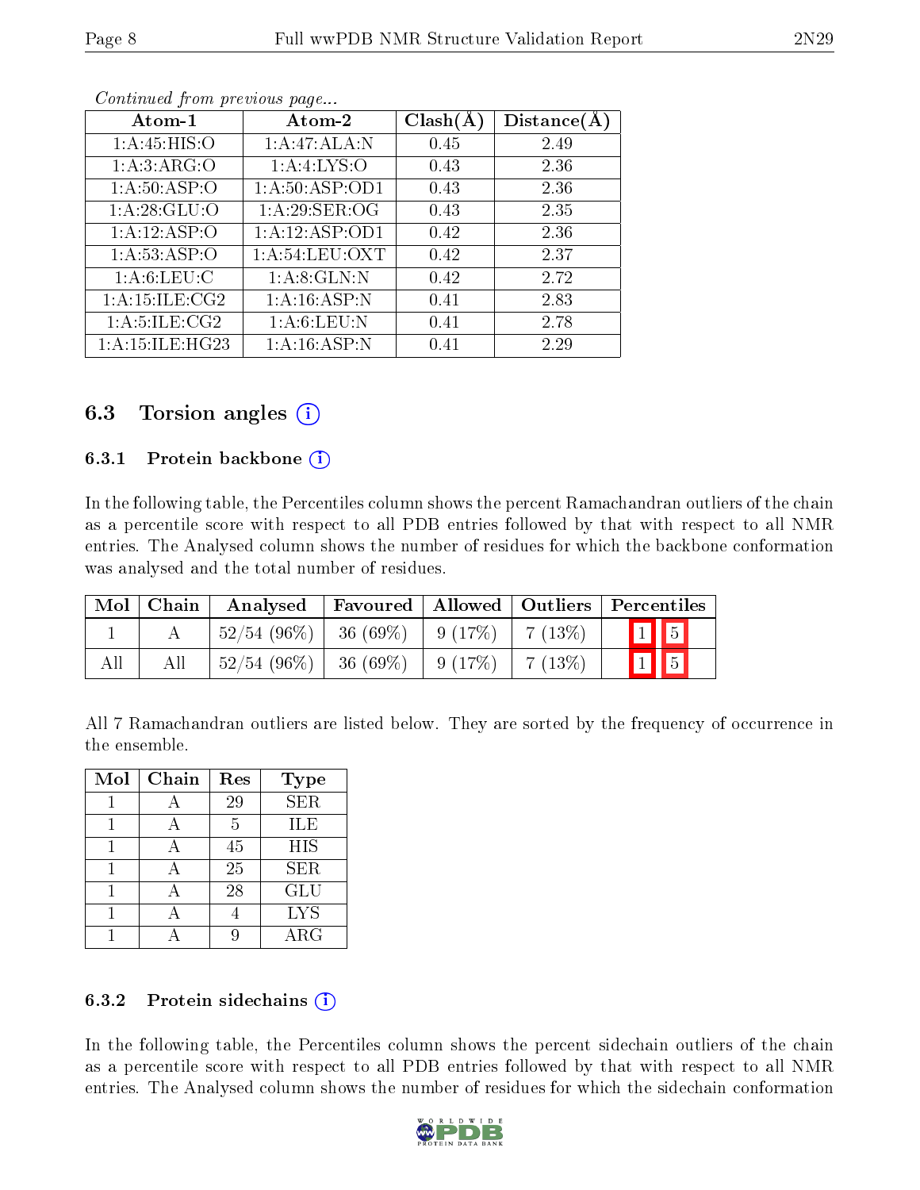*Continued from previous page...*

| Atom-1 | Atom-2 | Clash(Å) | Distance(Å) |
|---|---|---|---|
| 1:A:45:HIS:O | 1:A:47:ALA:N | 0.45 | 2.49 |
| 1:A:3:ARG:O | 1:A:4:LYS:O | 0.43 | 2.36 |
| 1:A:50:ASP:O | 1:A:50:ASP:OD1 | 0.43 | 2.36 |
| 1:A:28:GLU:O | 1:A:29:SER:OG | 0.43 | 2.35 |
| 1:A:12:ASP:O | 1:A:12:ASP:OD1 | 0.42 | 2.36 |
| 1:A:53:ASP:O | 1:A:54:LEU:OXT | 0.42 | 2.37 |
| 1:A:6:LEU:C | 1:A:8:GLN:N | 0.42 | 2.72 |
| 1:A:15:ILE:CG2 | 1:A:16:ASP:N | 0.41 | 2.83 |
| 1:A:5:ILE:CG2 | 1:A:6:LEU:N | 0.41 | 2.78 |
| 1:A:15:ILE:HG23 | 1:A:16:ASP:N | 0.41 | 2.29 |

## 6.3 Torsion angles (i)

### 6.3.1 Protein backbone (i)

In the following table, the Percentiles column shows the percent Ramachandran outliers of the chain as a percentile score with respect to all PDB entries followed by that with respect to all NMR entries. The Analysed column shows the number of residues for which the backbone conformation was analysed and the total number of residues.

| Mol | Chain | Analysed | Favoured | Allowed | Outliers | Percentiles | |
|---|---|---|---|---|---|---|---|
| 1 | A | 52/54 (96%) | 36 (69%) | 9 (17%) | 7 (13%) | 1 | 5 |
| All | All | 52/54 (96%) | 36 (69%) | 9 (17%) | 7 (13%) | 1 | 5 |

All 7 Ramachandran outliers are listed below. They are sorted by the frequency of occurrence in the ensemble.

| Mol | Chain | Res | Type |
|---|---|---|---|
| 1 | A | 29 | SER |
| 1 | A | 5 | ILE |
| 1 | A | 45 | HIS |
| 1 | A | 25 | SER |
| 1 | A | 28 | GLU |
| 1 | A | 4 | LYS |
| 1 | A | 9 | ARG |

### 6.3.2 Protein sidechains (i)

In the following table, the Percentiles column shows the percent sidechain outliers of the chain as a percentile score with respect to all PDB entries followed by that with respect to all NMR entries. The Analysed column shows the number of residues for which the sidechain conformation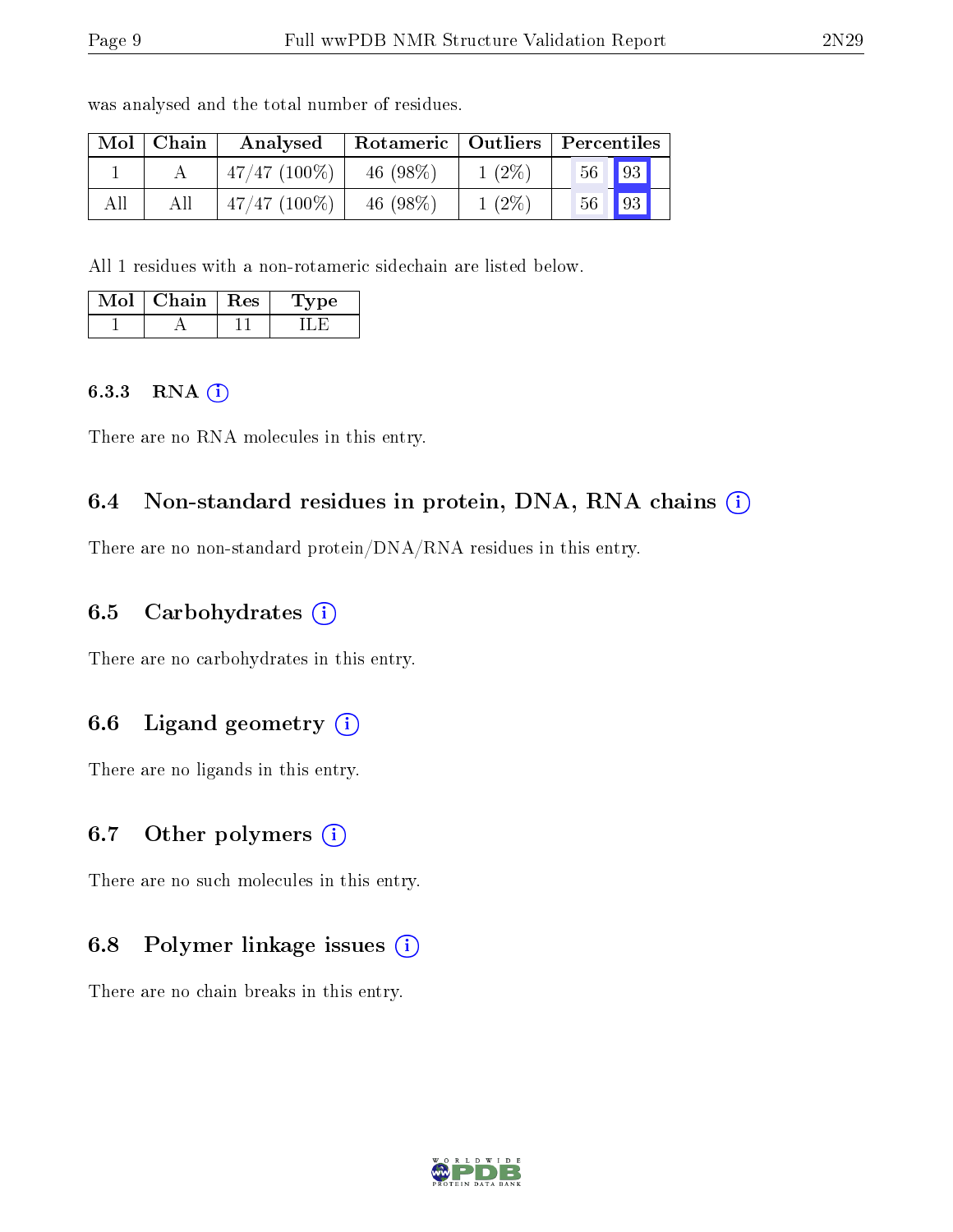was analysed and the total number of residues.

| Mol | Chain | Analysed | Rotameric | Outliers | Percentiles | |
|---|---|---|---|---|---|---|
| 1 | A | 47/47 (100%) | 46 (98%) | 1 (2%) | 56 | 93 |
| All | All | 47/47 (100%) | 46 (98%) | 1 (2%) | 56 | 93 |

All 1 residues with a non-rotameric sidechain are listed below.

| Mol | Chain | Res | Type |
|---|---|---|---|
| 1 | A | 11 | ILE |

#### 6.3.3 RNA

There are no RNA molecules in this entry.

### 6.4 Non-standard residues in protein, DNA, RNA chains

There are no non-standard protein/DNA/RNA residues in this entry.

### 6.5 Carbohydrates

There are no carbohydrates in this entry.

### 6.6 Ligand geometry

There are no ligands in this entry.

### 6.7 Other polymers

There are no such molecules in this entry.

### 6.8 Polymer linkage issues

There are no chain breaks in this entry.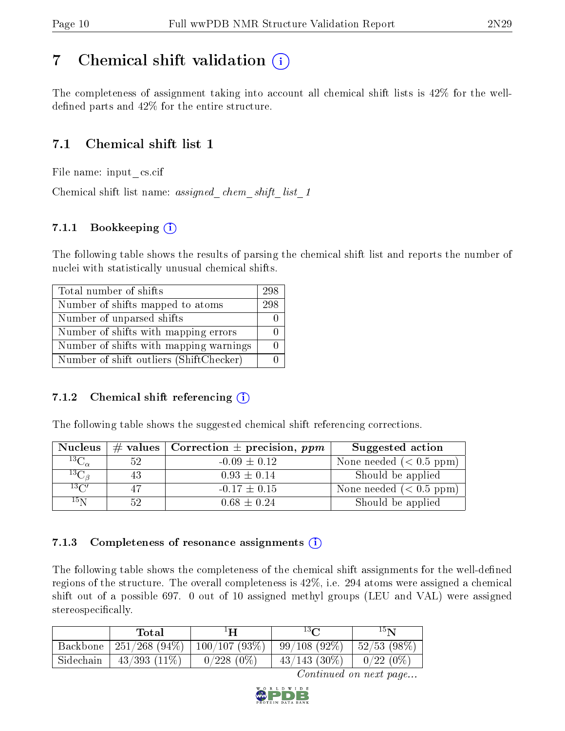# 7 Chemical shift validation ⓘ

The completeness of assignment taking into account all chemical shift lists is 42% for the well-defined parts and 42% for the entire structure.

## 7.1 Chemical shift list 1

File name: input_cs.cif

Chemical shift list name: *assigned_chem_shift_list_1*

### 7.1.1 Bookkeeping ⓘ

The following table shows the results of parsing the chemical shift list and reports the number of nuclei with statistically unusual chemical shifts.

| | |
|---|---|
| Total number of shifts | 298 |
| Number of shifts mapped to atoms | 298 |
| Number of unparsed shifts | 0 |
| Number of shifts with mapping errors | 0 |
| Number of shifts with mapping warnings | 0 |
| Number of shift outliers (ShiftChecker) | 0 |

### 7.1.2 Chemical shift referencing ⓘ

The following table shows the suggested chemical shift referencing corrections.

| Nucleus | # values | Correction ± precision, *ppm* | Suggested action |
|---|---|---|---|
| $^{13}C_{\alpha}$ | 52 | -0.09 ± 0.12 | None needed (< 0.5 ppm) |
| $^{13}C_{\beta}$ | 43 | 0.93 ± 0.14 | Should be applied |
| $^{13}C'$ | 47 | -0.17 ± 0.15 | None needed (< 0.5 ppm) |
| $^{15}N$ | 52 | 0.68 ± 0.24 | Should be applied |

### 7.1.3 Completeness of resonance assignments ⓘ

The following table shows the completeness of the chemical shift assignments for the well-defined regions of the structure. The overall completeness is 42%, i.e. 294 atoms were assigned a chemical shift out of a possible 697. 0 out of 10 assigned methyl groups (LEU and VAL) were assigned stereospecifically.

| | Total | $^{1}H$ | $^{13}C$ | $^{15}N$ |
|---|---|---|---|---|
| Backbone | 251/268 (94%) | 100/107 (93%) | 99/108 (92%) | 52/53 (98%) |
| Sidechain | 43/393 (11%) | 0/228 (0%) | 43/143 (30%) | 0/22 (0%) |

*Continued on next page...*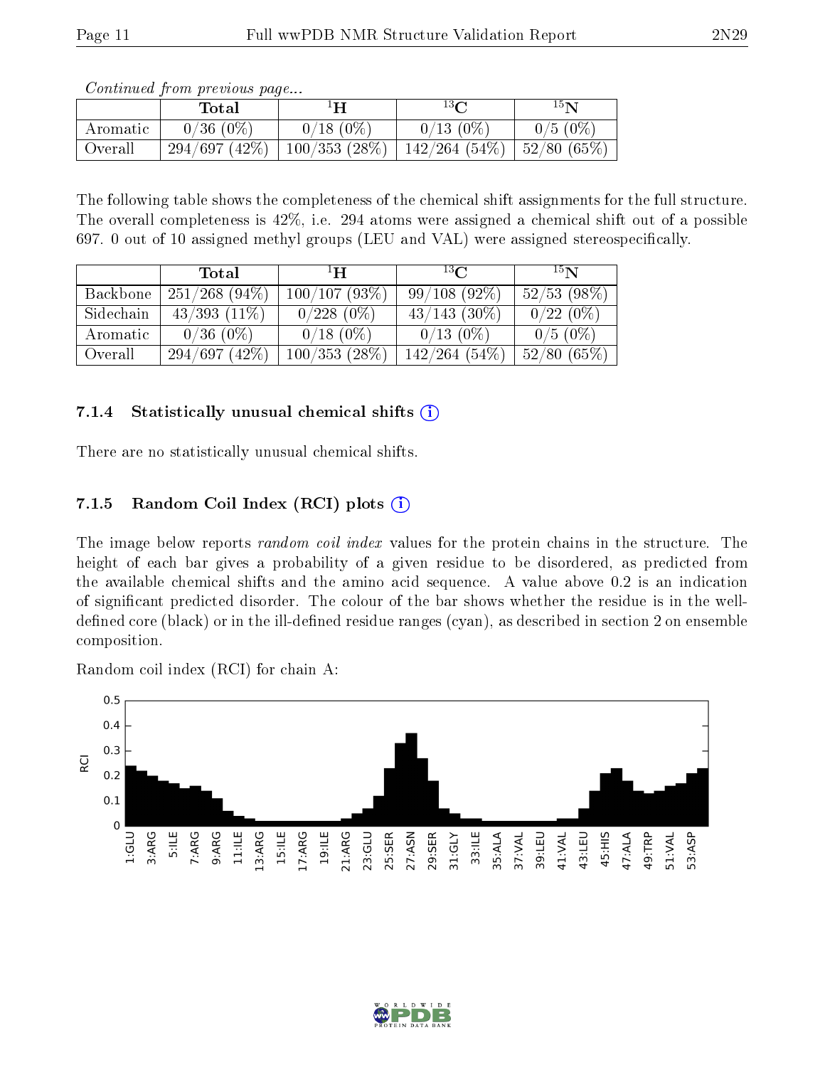*Continued from previous page...*

| | Total | $^{1}$H | $^{13}$C | $^{15}$N |
|---|---|---|---|---|
| Aromatic | 0/36 (0%) | 0/18 (0%) | 0/13 (0%) | 0/5 (0%) |
| Overall | 294/697 (42%) | 100/353 (28%) | 142/264 (54%) | 52/80 (65%) |

The following table shows the completeness of the chemical shift assignments for the full structure. The overall completeness is 42%, i.e. 294 atoms were assigned a chemical shift out of a possible 697. 0 out of 10 assigned methyl groups (LEU and VAL) were assigned stereospecifically.

| | Total | $^{1}$H | $^{13}$C | $^{15}$N |
|---|---|---|---|---|
| Backbone | 251/268 (94%) | 100/107 (93%) | 99/108 (92%) | 52/53 (98%) |
| Sidechain | 43/393 (11%) | 0/228 (0%) | 43/143 (30%) | 0/22 (0%) |
| Aromatic | 0/36 (0%) | 0/18 (0%) | 0/13 (0%) | 0/5 (0%) |
| Overall | 294/697 (42%) | 100/353 (28%) | 142/264 (54%) | 52/80 (65%) |

### 7.1.4 Statistically unusual chemical shifts (i)

There are no statistically unusual chemical shifts.

### 7.1.5 Random Coil Index (RCI) plots (i)

The image below reports *random coil index* values for the protein chains in the structure. The height of each bar gives a probability of a given residue to be disordered, as predicted from the available chemical shifts and the amino acid sequence. A value above 0.2 is an indication of significant predicted disorder. The colour of the bar shows whether the residue is in the well-defined core (black) or in the ill-defined residue ranges (cyan), as described in section 2 on ensemble composition.

Random coil index (RCI) for chain A:

RCI
0.5
0.4
0.3
0.2
0.1
0
1:GLU 3:ARG 5:ILE 7:ARG 9:ARG 11:ILE 13:ARG 15:ILE 17:ARG 19:ILE 21:ARG 23:GLU 25:SER 27:ASN 29:SER 31:GLY 33:ILE 35:ALA 37:VAL 39:LEU 41:VAL 43:LEU 45:HIS 47:ALA 49:TRP 51:VAL 53:ASP